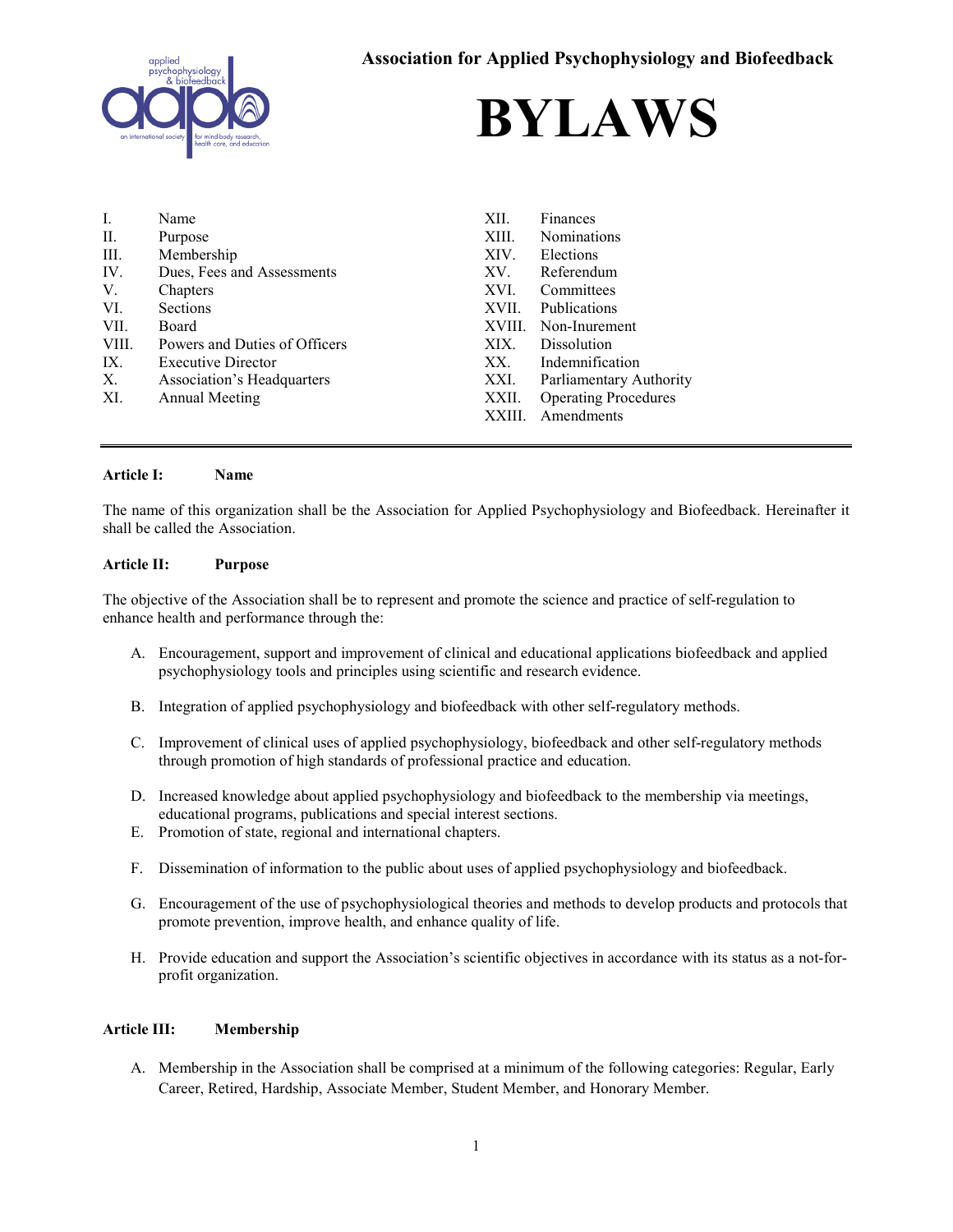**Association for Applied Psychophysiology and Biofeedback**

# BYLAWS

| | | | |
|---|---|---|---|
| I. | Name | XII. | Finances |
| II. | Purpose | XIII. | Nominations |
| III. | Membership | XIV. | Elections |
| IV. | Dues, Fees and Assessments | XV. | Referendum |
| V. | Chapters | XVI. | Committees |
| VI. | Sections | XVII. | Publications |
| VII. | Board | XVIII. | Non-Inurement |
| VIII. | Powers and Duties of Officers | XIX. | Dissolution |
| IX. | Executive Director | XX. | Indemnification |
| X. | Association's Headquarters | XXI. | Parliamentary Authority |
| XI. | Annual Meeting | XXII. | Operating Procedures |
| | | XXIII. | Amendments |

---

### Article I: Name

The name of this organization shall be the Association for Applied Psychophysiology and Biofeedback. Hereinafter it shall be called the Association.

### Article II: Purpose

The objective of the Association shall be to represent and promote the science and practice of self-regulation to enhance health and performance through the:

A. Encouragement, support and improvement of clinical and educational applications biofeedback and applied psychophysiology tools and principles using scientific and research evidence.

B. Integration of applied psychophysiology and biofeedback with other self-regulatory methods.

C. Improvement of clinical uses of applied psychophysiology, biofeedback and other self-regulatory methods through promotion of high standards of professional practice and education.

D. Increased knowledge about applied psychophysiology and biofeedback to the membership via meetings, educational programs, publications and special interest sections.

E. Promotion of state, regional and international chapters.

F. Dissemination of information to the public about uses of applied psychophysiology and biofeedback.

G. Encouragement of the use of psychophysiological theories and methods to develop products and protocols that promote prevention, improve health, and enhance quality of life.

H. Provide education and support the Association's scientific objectives in accordance with its status as a not-for-profit organization.

### Article III: Membership

A. Membership in the Association shall be comprised at a minimum of the following categories: Regular, Early Career, Retired, Hardship, Associate Member, Student Member, and Honorary Member.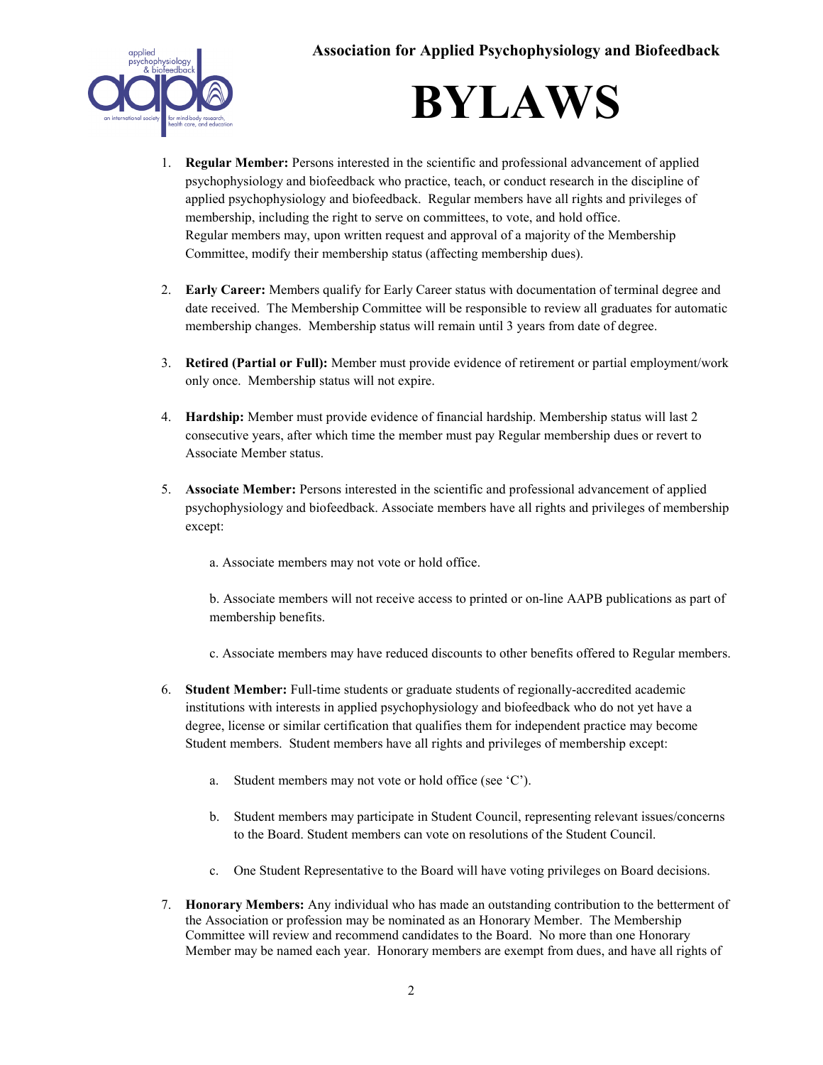1. **Regular Member:** Persons interested in the scientific and professional advancement of applied psychophysiology and biofeedback who practice, teach, or conduct research in the discipline of applied psychophysiology and biofeedback. Regular members have all rights and privileges of membership, including the right to serve on committees, to vote, and hold office. Regular members may, upon written request and approval of a majority of the Membership Committee, modify their membership status (affecting membership dues).

2. **Early Career:** Members qualify for Early Career status with documentation of terminal degree and date received. The Membership Committee will be responsible to review all graduates for automatic membership changes. Membership status will remain until 3 years from date of degree.

3. **Retired (Partial or Full):** Member must provide evidence of retirement or partial employment/work only once. Membership status will not expire.

4. **Hardship:** Member must provide evidence of financial hardship. Membership status will last 2 consecutive years, after which time the member must pay Regular membership dues or revert to Associate Member status.

5. **Associate Member:** Persons interested in the scientific and professional advancement of applied psychophysiology and biofeedback. Associate members have all rights and privileges of membership except:

   a. Associate members may not vote or hold office.

   b. Associate members will not receive access to printed or on-line AAPB publications as part of membership benefits.

   c. Associate members may have reduced discounts to other benefits offered to Regular members.

6. **Student Member:** Full-time students or graduate students of regionally-accredited academic institutions with interests in applied psychophysiology and biofeedback who do not yet have a degree, license or similar certification that qualifies them for independent practice may become Student members. Student members have all rights and privileges of membership except:

   a. Student members may not vote or hold office (see 'C').

   b. Student members may participate in Student Council, representing relevant issues/concerns to the Board. Student members can vote on resolutions of the Student Council.

   c. One Student Representative to the Board will have voting privileges on Board decisions.

7. **Honorary Members:** Any individual who has made an outstanding contribution to the betterment of the Association or profession may be nominated as an Honorary Member. The Membership Committee will review and recommend candidates to the Board. No more than one Honorary Member may be named each year. Honorary members are exempt from dues, and have all rights of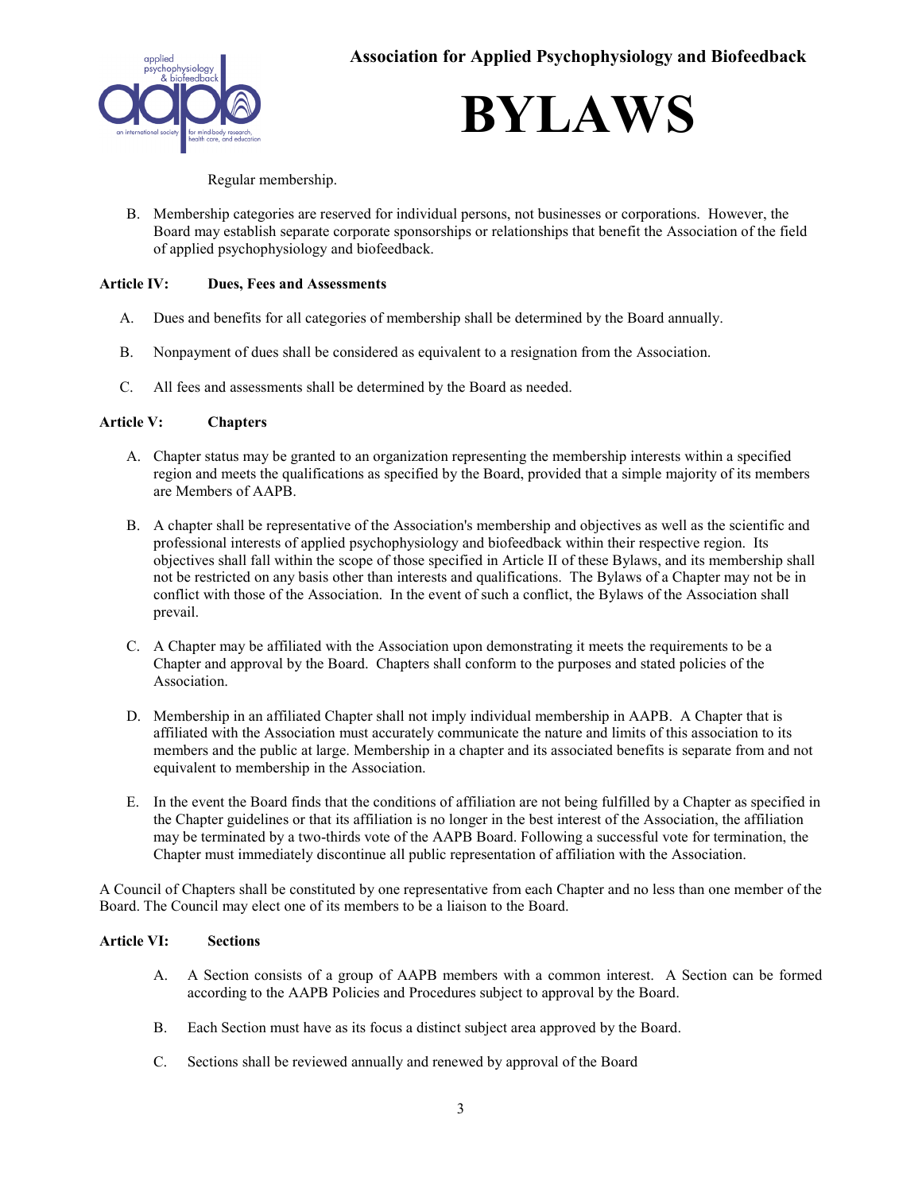Regular membership.

B. Membership categories are reserved for individual persons, not businesses or corporations. However, the Board may establish separate corporate sponsorships or relationships that benefit the Association of the field of applied psychophysiology and biofeedback.

**Article IV: Dues, Fees and Assessments**

A. Dues and benefits for all categories of membership shall be determined by the Board annually.

B. Nonpayment of dues shall be considered as equivalent to a resignation from the Association.

C. All fees and assessments shall be determined by the Board as needed.

**Article V: Chapters**

A. Chapter status may be granted to an organization representing the membership interests within a specified region and meets the qualifications as specified by the Board, provided that a simple majority of its members are Members of AAPB.

B. A chapter shall be representative of the Association's membership and objectives as well as the scientific and professional interests of applied psychophysiology and biofeedback within their respective region. Its objectives shall fall within the scope of those specified in Article II of these Bylaws, and its membership shall not be restricted on any basis other than interests and qualifications. The Bylaws of a Chapter may not be in conflict with those of the Association. In the event of such a conflict, the Bylaws of the Association shall prevail.

C. A Chapter may be affiliated with the Association upon demonstrating it meets the requirements to be a Chapter and approval by the Board. Chapters shall conform to the purposes and stated policies of the Association.

D. Membership in an affiliated Chapter shall not imply individual membership in AAPB. A Chapter that is affiliated with the Association must accurately communicate the nature and limits of this association to its members and the public at large. Membership in a chapter and its associated benefits is separate from and not equivalent to membership in the Association.

E. In the event the Board finds that the conditions of affiliation are not being fulfilled by a Chapter as specified in the Chapter guidelines or that its affiliation is no longer in the best interest of the Association, the affiliation may be terminated by a two-thirds vote of the AAPB Board. Following a successful vote for termination, the Chapter must immediately discontinue all public representation of affiliation with the Association.

A Council of Chapters shall be constituted by one representative from each Chapter and no less than one member of the Board. The Council may elect one of its members to be a liaison to the Board.

**Article VI: Sections**

A. A Section consists of a group of AAPB members with a common interest. A Section can be formed according to the AAPB Policies and Procedures subject to approval by the Board.

B. Each Section must have as its focus a distinct subject area approved by the Board.

C. Sections shall be reviewed annually and renewed by approval of the Board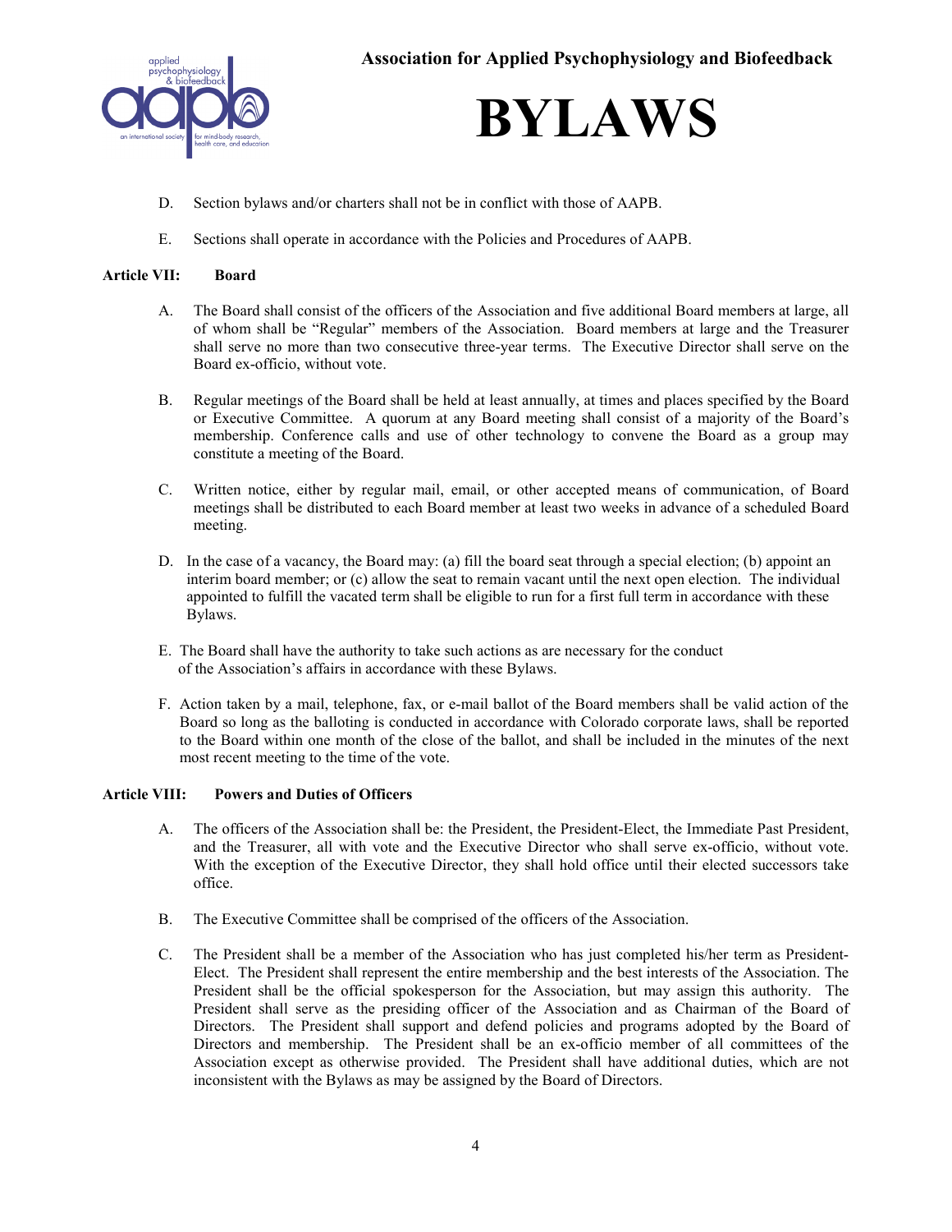D. Section bylaws and/or charters shall not be in conflict with those of AAPB.

E. Sections shall operate in accordance with the Policies and Procedures of AAPB.

**Article VII: Board**

A. The Board shall consist of the officers of the Association and five additional Board members at large, all of whom shall be "Regular" members of the Association. Board members at large and the Treasurer shall serve no more than two consecutive three-year terms. The Executive Director shall serve on the Board ex-officio, without vote.

B. Regular meetings of the Board shall be held at least annually, at times and places specified by the Board or Executive Committee. A quorum at any Board meeting shall consist of a majority of the Board's membership. Conference calls and use of other technology to convene the Board as a group may constitute a meeting of the Board.

C. Written notice, either by regular mail, email, or other accepted means of communication, of Board meetings shall be distributed to each Board member at least two weeks in advance of a scheduled Board meeting.

D. In the case of a vacancy, the Board may: (a) fill the board seat through a special election; (b) appoint an interim board member; or (c) allow the seat to remain vacant until the next open election. The individual appointed to fulfill the vacated term shall be eligible to run for a first full term in accordance with these Bylaws.

E. The Board shall have the authority to take such actions as are necessary for the conduct of the Association's affairs in accordance with these Bylaws.

F. Action taken by a mail, telephone, fax, or e-mail ballot of the Board members shall be valid action of the Board so long as the balloting is conducted in accordance with Colorado corporate laws, shall be reported to the Board within one month of the close of the ballot, and shall be included in the minutes of the next most recent meeting to the time of the vote.

**Article VIII: Powers and Duties of Officers**

A. The officers of the Association shall be: the President, the President-Elect, the Immediate Past President, and the Treasurer, all with vote and the Executive Director who shall serve ex-officio, without vote. With the exception of the Executive Director, they shall hold office until their elected successors take office.

B. The Executive Committee shall be comprised of the officers of the Association.

C. The President shall be a member of the Association who has just completed his/her term as President-Elect. The President shall represent the entire membership and the best interests of the Association. The President shall be the official spokesperson for the Association, but may assign this authority. The President shall serve as the presiding officer of the Association and as Chairman of the Board of Directors. The President shall support and defend policies and programs adopted by the Board of Directors and membership. The President shall be an ex-officio member of all committees of the Association except as otherwise provided. The President shall have additional duties, which are not inconsistent with the Bylaws as may be assigned by the Board of Directors.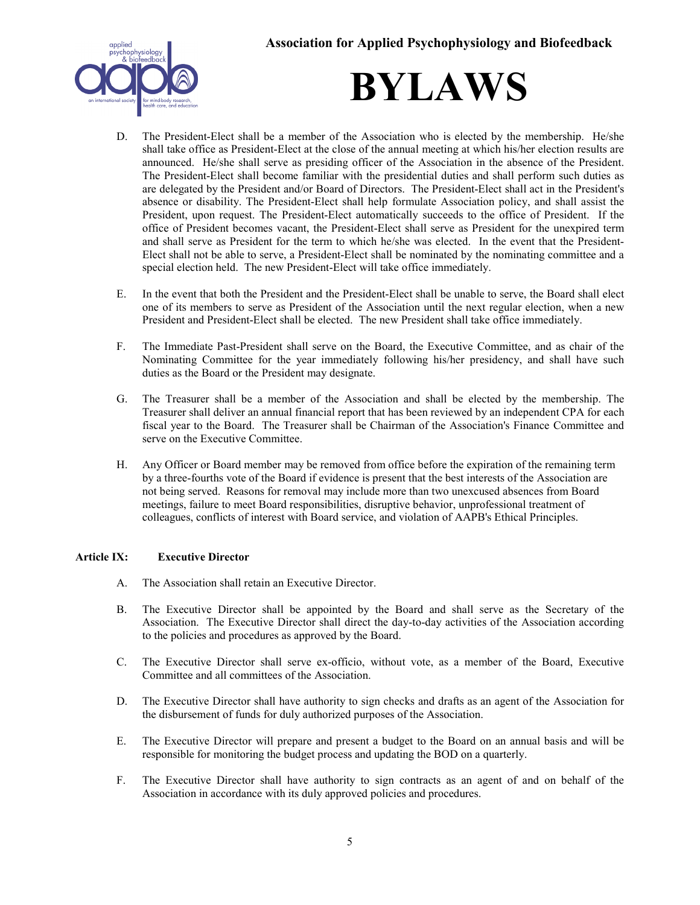D. The President-Elect shall be a member of the Association who is elected by the membership. He/she shall take office as President-Elect at the close of the annual meeting at which his/her election results are announced. He/she shall serve as presiding officer of the Association in the absence of the President. The President-Elect shall become familiar with the presidential duties and shall perform such duties as are delegated by the President and/or Board of Directors. The President-Elect shall act in the President's absence or disability. The President-Elect shall help formulate Association policy, and shall assist the President, upon request. The President-Elect automatically succeeds to the office of President. If the office of President becomes vacant, the President-Elect shall serve as President for the unexpired term and shall serve as President for the term to which he/she was elected. In the event that the President-Elect shall not be able to serve, a President-Elect shall be nominated by the nominating committee and a special election held. The new President-Elect will take office immediately.

E. In the event that both the President and the President-Elect shall be unable to serve, the Board shall elect one of its members to serve as President of the Association until the next regular election, when a new President and President-Elect shall be elected. The new President shall take office immediately.

F. The Immediate Past-President shall serve on the Board, the Executive Committee, and as chair of the Nominating Committee for the year immediately following his/her presidency, and shall have such duties as the Board or the President may designate.

G. The Treasurer shall be a member of the Association and shall be elected by the membership. The Treasurer shall deliver an annual financial report that has been reviewed by an independent CPA for each fiscal year to the Board. The Treasurer shall be Chairman of the Association's Finance Committee and serve on the Executive Committee.

H. Any Officer or Board member may be removed from office before the expiration of the remaining term by a three-fourths vote of the Board if evidence is present that the best interests of the Association are not being served. Reasons for removal may include more than two unexcused absences from Board meetings, failure to meet Board responsibilities, disruptive behavior, unprofessional treatment of colleagues, conflicts of interest with Board service, and violation of AAPB's Ethical Principles.

## Article IX: Executive Director

A. The Association shall retain an Executive Director.

B. The Executive Director shall be appointed by the Board and shall serve as the Secretary of the Association. The Executive Director shall direct the day-to-day activities of the Association according to the policies and procedures as approved by the Board.

C. The Executive Director shall serve ex-officio, without vote, as a member of the Board, Executive Committee and all committees of the Association.

D. The Executive Director shall have authority to sign checks and drafts as an agent of the Association for the disbursement of funds for duly authorized purposes of the Association.

E. The Executive Director will prepare and present a budget to the Board on an annual basis and will be responsible for monitoring the budget process and updating the BOD on a quarterly.

F. The Executive Director shall have authority to sign contracts as an agent of and on behalf of the Association in accordance with its duly approved policies and procedures.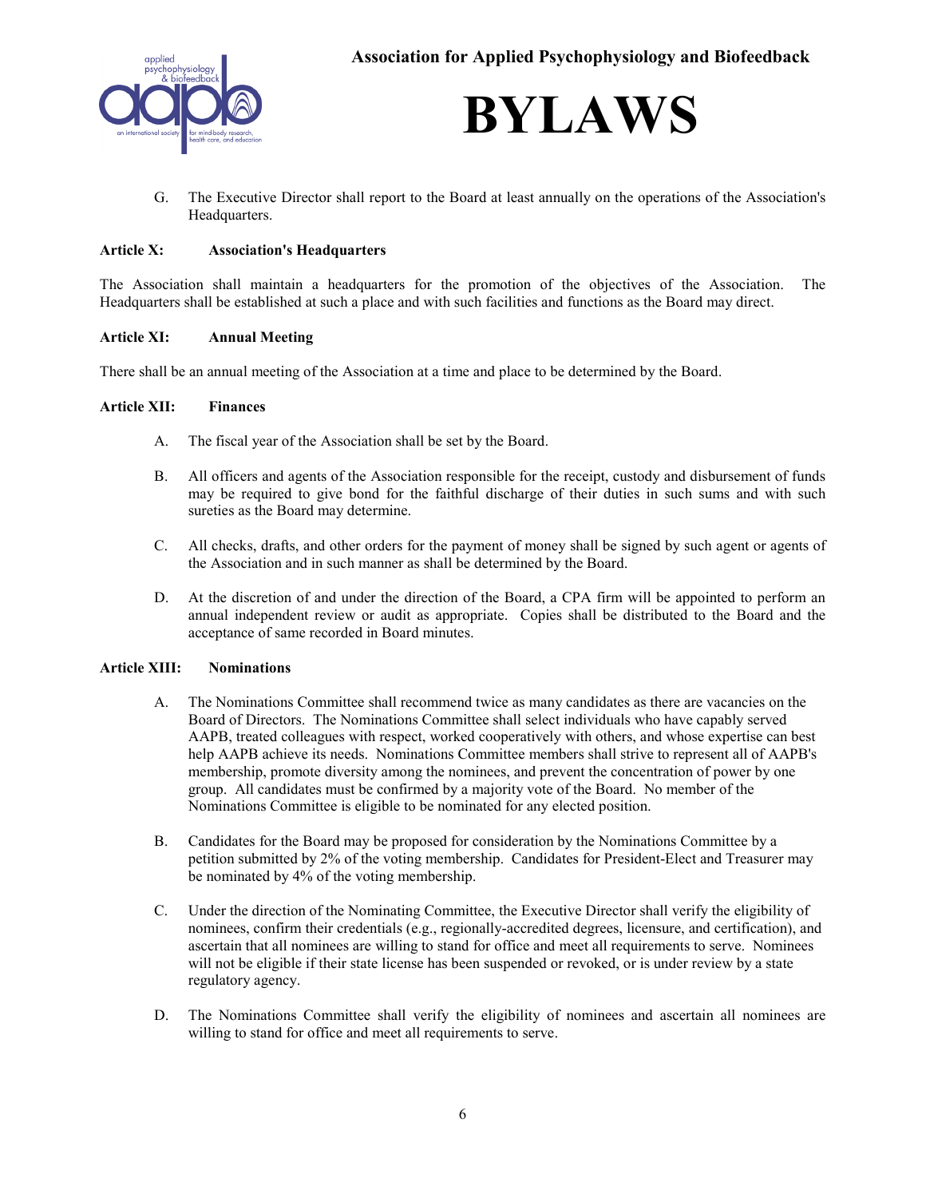G. The Executive Director shall report to the Board at least annually on the operations of the Association's Headquarters.

**Article X: Association's Headquarters**

The Association shall maintain a headquarters for the promotion of the objectives of the Association. The Headquarters shall be established at such a place and with such facilities and functions as the Board may direct.

**Article XI: Annual Meeting**

There shall be an annual meeting of the Association at a time and place to be determined by the Board.

**Article XII: Finances**

A. The fiscal year of the Association shall be set by the Board.

B. All officers and agents of the Association responsible for the receipt, custody and disbursement of funds may be required to give bond for the faithful discharge of their duties in such sums and with such sureties as the Board may determine.

C. All checks, drafts, and other orders for the payment of money shall be signed by such agent or agents of the Association and in such manner as shall be determined by the Board.

D. At the discretion of and under the direction of the Board, a CPA firm will be appointed to perform an annual independent review or audit as appropriate. Copies shall be distributed to the Board and the acceptance of same recorded in Board minutes.

**Article XIII: Nominations**

A. The Nominations Committee shall recommend twice as many candidates as there are vacancies on the Board of Directors. The Nominations Committee shall select individuals who have capably served AAPB, treated colleagues with respect, worked cooperatively with others, and whose expertise can best help AAPB achieve its needs. Nominations Committee members shall strive to represent all of AAPB's membership, promote diversity among the nominees, and prevent the concentration of power by one group. All candidates must be confirmed by a majority vote of the Board. No member of the Nominations Committee is eligible to be nominated for any elected position.

B. Candidates for the Board may be proposed for consideration by the Nominations Committee by a petition submitted by 2% of the voting membership. Candidates for President-Elect and Treasurer may be nominated by 4% of the voting membership.

C. Under the direction of the Nominating Committee, the Executive Director shall verify the eligibility of nominees, confirm their credentials (e.g., regionally-accredited degrees, licensure, and certification), and ascertain that all nominees are willing to stand for office and meet all requirements to serve. Nominees will not be eligible if their state license has been suspended or revoked, or is under review by a state regulatory agency.

D. The Nominations Committee shall verify the eligibility of nominees and ascertain all nominees are willing to stand for office and meet all requirements to serve.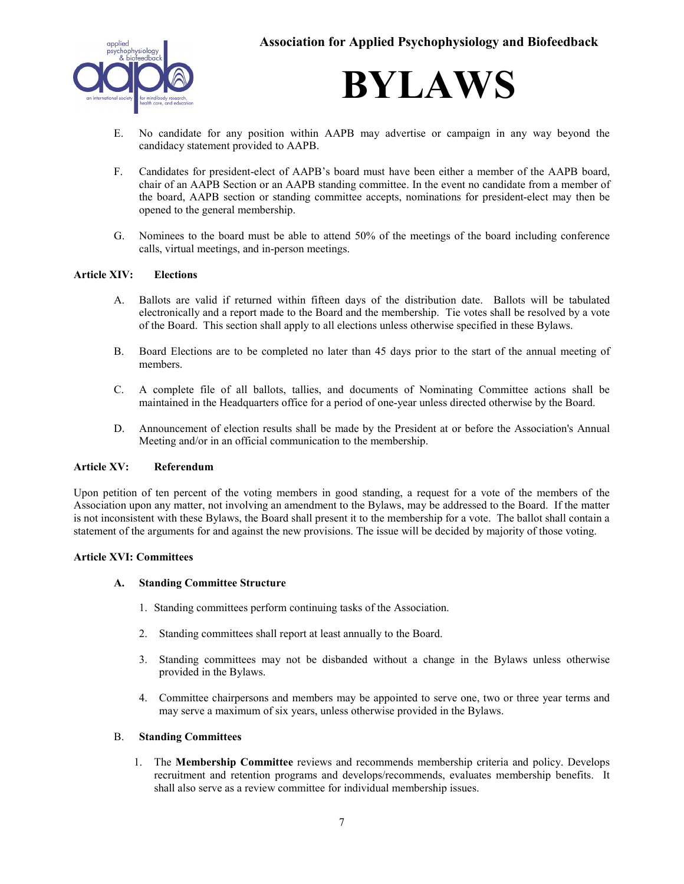E. No candidate for any position within AAPB may advertise or campaign in any way beyond the candidacy statement provided to AAPB.

F. Candidates for president-elect of AAPB's board must have been either a member of the AAPB board, chair of an AAPB Section or an AAPB standing committee. In the event no candidate from a member of the board, AAPB section or standing committee accepts, nominations for president-elect may then be opened to the general membership.

G. Nominees to the board must be able to attend 50% of the meetings of the board including conference calls, virtual meetings, and in-person meetings.

**Article XIV: Elections**

A. Ballots are valid if returned within fifteen days of the distribution date. Ballots will be tabulated electronically and a report made to the Board and the membership. Tie votes shall be resolved by a vote of the Board. This section shall apply to all elections unless otherwise specified in these Bylaws.

B. Board Elections are to be completed no later than 45 days prior to the start of the annual meeting of members.

C. A complete file of all ballots, tallies, and documents of Nominating Committee actions shall be maintained in the Headquarters office for a period of one-year unless directed otherwise by the Board.

D. Announcement of election results shall be made by the President at or before the Association's Annual Meeting and/or in an official communication to the membership.

**Article XV: Referendum**

Upon petition of ten percent of the voting members in good standing, a request for a vote of the members of the Association upon any matter, not involving an amendment to the Bylaws, may be addressed to the Board. If the matter is not inconsistent with these Bylaws, the Board shall present it to the membership for a vote. The ballot shall contain a statement of the arguments for and against the new provisions. The issue will be decided by majority of those voting.

**Article XVI: Committees**

**A. Standing Committee Structure**

1. Standing committees perform continuing tasks of the Association.
2. Standing committees shall report at least annually to the Board.
3. Standing committees may not be disbanded without a change in the Bylaws unless otherwise provided in the Bylaws.
4. Committee chairpersons and members may be appointed to serve one, two or three year terms and may serve a maximum of six years, unless otherwise provided in the Bylaws.

**B. Standing Committees**

1. The **Membership Committee** reviews and recommends membership criteria and policy. Develops recruitment and retention programs and develops/recommends, evaluates membership benefits. It shall also serve as a review committee for individual membership issues.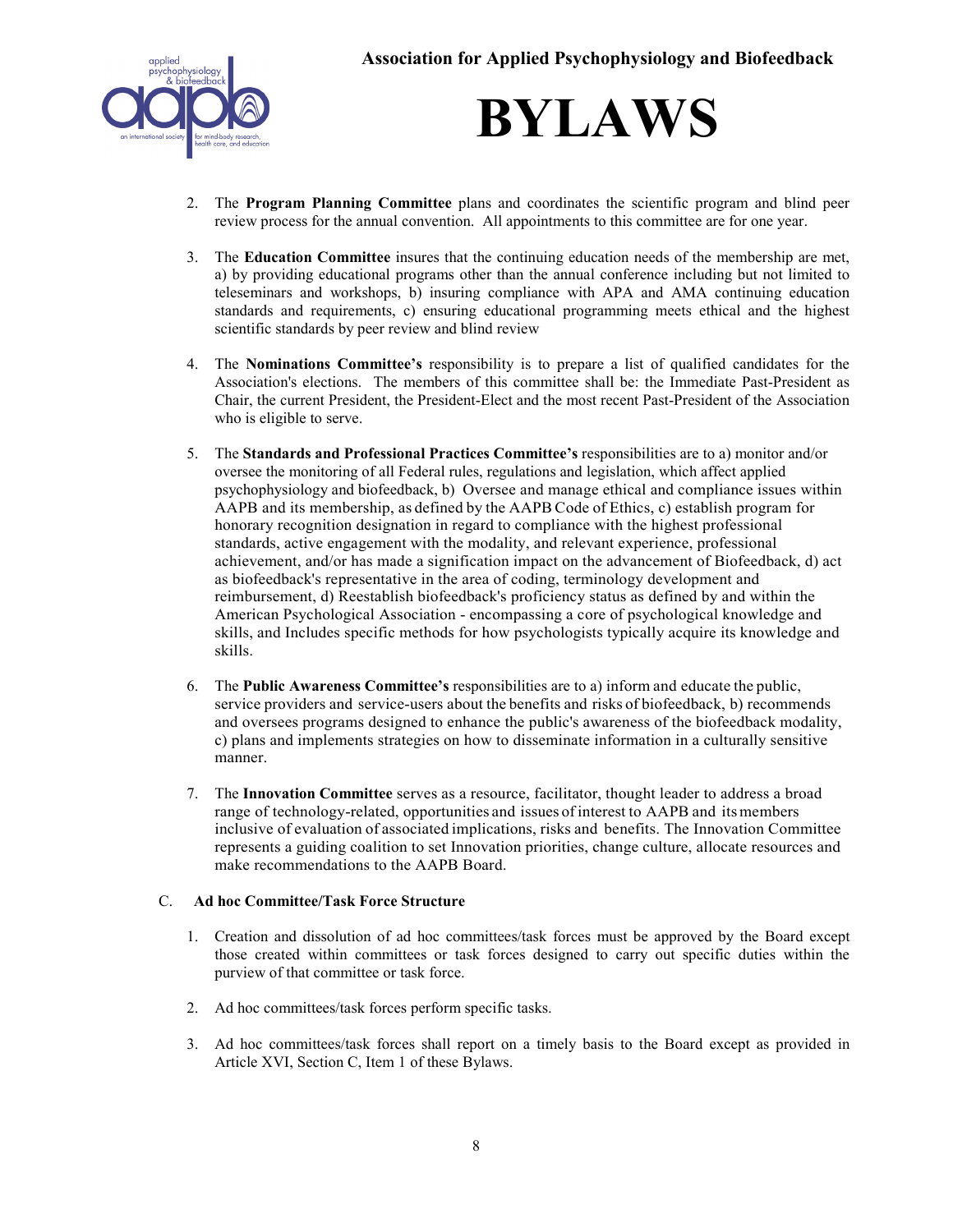2. The **Program Planning Committee** plans and coordinates the scientific program and blind peer review process for the annual convention. All appointments to this committee are for one year.

3. The **Education Committee** insures that the continuing education needs of the membership are met, a) by providing educational programs other than the annual conference including but not limited to teleseminars and workshops, b) insuring compliance with APA and AMA continuing education standards and requirements, c) ensuring educational programming meets ethical and the highest scientific standards by peer review and blind review

4. The **Nominations Committee's** responsibility is to prepare a list of qualified candidates for the Association's elections. The members of this committee shall be: the Immediate Past-President as Chair, the current President, the President-Elect and the most recent Past-President of the Association who is eligible to serve.

5. The **Standards and Professional Practices Committee's** responsibilities are to a) monitor and/or oversee the monitoring of all Federal rules, regulations and legislation, which affect applied psychophysiology and biofeedback, b) Oversee and manage ethical and compliance issues within AAPB and its membership, as defined by the AAPB Code of Ethics, c) establish program for honorary recognition designation in regard to compliance with the highest professional standards, active engagement with the modality, and relevant experience, professional achievement, and/or has made a signification impact on the advancement of Biofeedback, d) act as biofeedback's representative in the area of coding, terminology development and reimbursement, d) Reestablish biofeedback's proficiency status as defined by and within the American Psychological Association - encompassing a core of psychological knowledge and skills, and Includes specific methods for how psychologists typically acquire its knowledge and skills.

6. The **Public Awareness Committee's** responsibilities are to a) inform and educate the public, service providers and service-users about the benefits and risks of biofeedback, b) recommends and oversees programs designed to enhance the public's awareness of the biofeedback modality, c) plans and implements strategies on how to disseminate information in a culturally sensitive manner.

7. The **Innovation Committee** serves as a resource, facilitator, thought leader to address a broad range of technology-related, opportunities and issues of interest to AAPB and its members inclusive of evaluation of associated implications, risks and benefits. The Innovation Committee represents a guiding coalition to set Innovation priorities, change culture, allocate resources and make recommendations to the AAPB Board.

C. **Ad hoc Committee/Task Force Structure**

1. Creation and dissolution of ad hoc committees/task forces must be approved by the Board except those created within committees or task forces designed to carry out specific duties within the purview of that committee or task force.

2. Ad hoc committees/task forces perform specific tasks.

3. Ad hoc committees/task forces shall report on a timely basis to the Board except as provided in Article XVI, Section C, Item 1 of these Bylaws.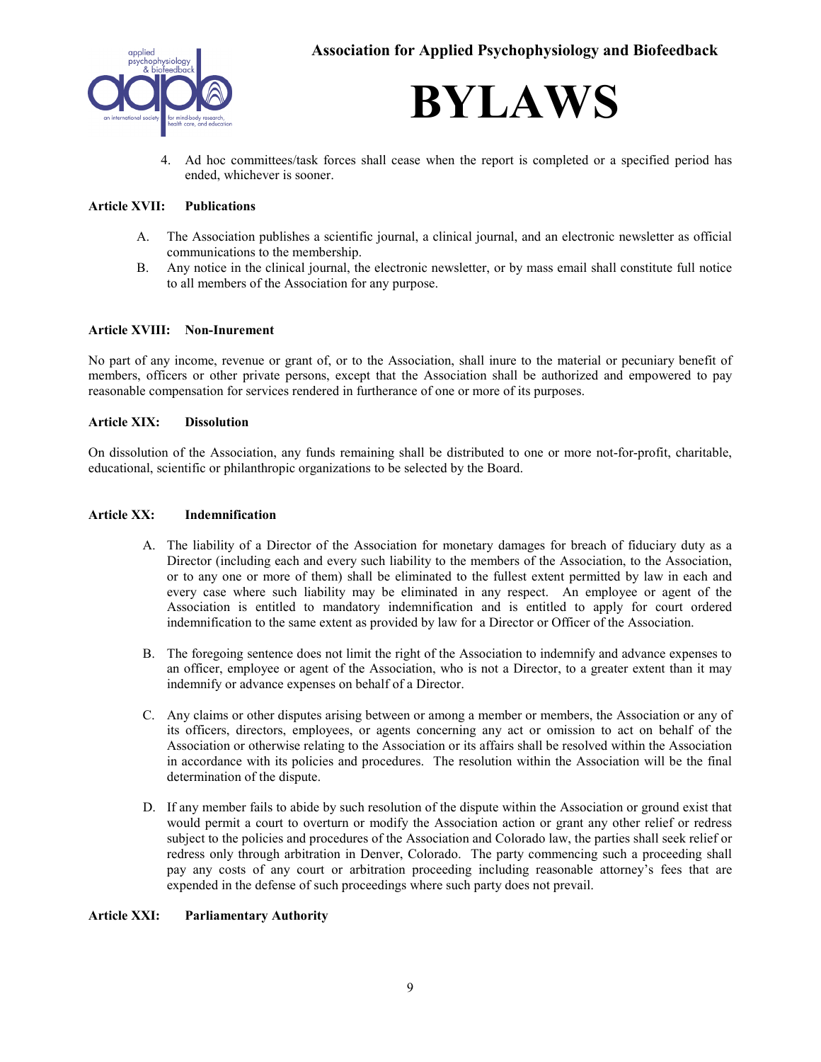4. Ad hoc committees/task forces shall cease when the report is completed or a specified period has ended, whichever is sooner.

### Article XVII: Publications

A. The Association publishes a scientific journal, a clinical journal, and an electronic newsletter as official communications to the membership.

B. Any notice in the clinical journal, the electronic newsletter, or by mass email shall constitute full notice to all members of the Association for any purpose.

### Article XVIII: Non-Inurement

No part of any income, revenue or grant of, or to the Association, shall inure to the material or pecuniary benefit of members, officers or other private persons, except that the Association shall be authorized and empowered to pay reasonable compensation for services rendered in furtherance of one or more of its purposes.

### Article XIX: Dissolution

On dissolution of the Association, any funds remaining shall be distributed to one or more not-for-profit, charitable, educational, scientific or philanthropic organizations to be selected by the Board.

### Article XX: Indemnification

A. The liability of a Director of the Association for monetary damages for breach of fiduciary duty as a Director (including each and every such liability to the members of the Association, to the Association, or to any one or more of them) shall be eliminated to the fullest extent permitted by law in each and every case where such liability may be eliminated in any respect. An employee or agent of the Association is entitled to mandatory indemnification and is entitled to apply for court ordered indemnification to the same extent as provided by law for a Director or Officer of the Association.

B. The foregoing sentence does not limit the right of the Association to indemnify and advance expenses to an officer, employee or agent of the Association, who is not a Director, to a greater extent than it may indemnify or advance expenses on behalf of a Director.

C. Any claims or other disputes arising between or among a member or members, the Association or any of its officers, directors, employees, or agents concerning any act or omission to act on behalf of the Association or otherwise relating to the Association or its affairs shall be resolved within the Association in accordance with its policies and procedures. The resolution within the Association will be the final determination of the dispute.

D. If any member fails to abide by such resolution of the dispute within the Association or ground exist that would permit a court to overturn or modify the Association action or grant any other relief or redress subject to the policies and procedures of the Association and Colorado law, the parties shall seek relief or redress only through arbitration in Denver, Colorado. The party commencing such a proceeding shall pay any costs of any court or arbitration proceeding including reasonable attorney's fees that are expended in the defense of such proceedings where such party does not prevail.

### Article XXI: Parliamentary Authority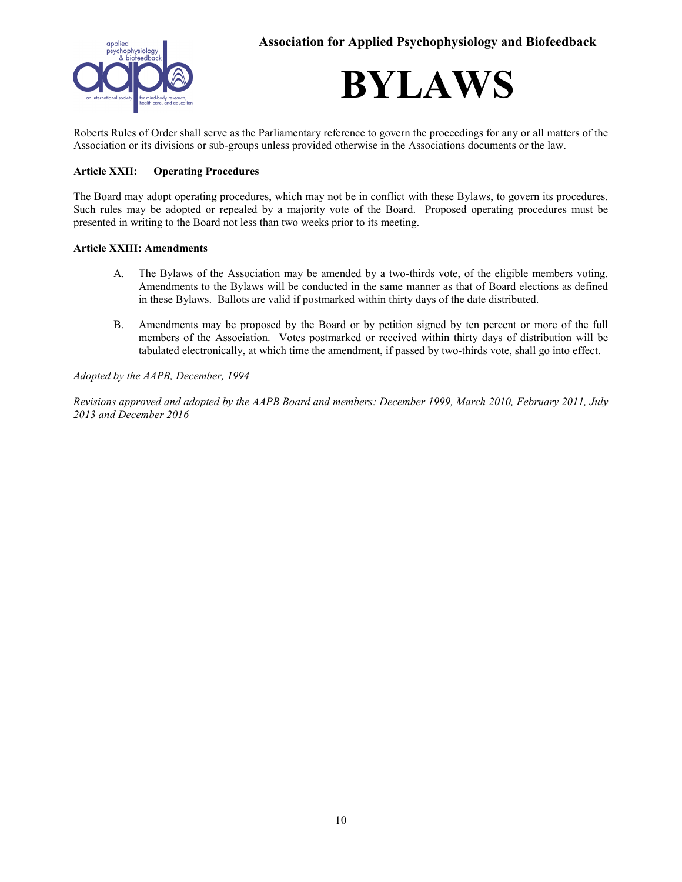Roberts Rules of Order shall serve as the Parliamentary reference to govern the proceedings for any or all matters of the Association or its divisions or sub-groups unless provided otherwise in the Associations documents or the law.

**Article XXII: Operating Procedures**

The Board may adopt operating procedures, which may not be in conflict with these Bylaws, to govern its procedures. Such rules may be adopted or repealed by a majority vote of the Board. Proposed operating procedures must be presented in writing to the Board not less than two weeks prior to its meeting.

**Article XXIII: Amendments**

A. The Bylaws of the Association may be amended by a two-thirds vote, of the eligible members voting. Amendments to the Bylaws will be conducted in the same manner as that of Board elections as defined in these Bylaws. Ballots are valid if postmarked within thirty days of the date distributed.

B. Amendments may be proposed by the Board or by petition signed by ten percent or more of the full members of the Association. Votes postmarked or received within thirty days of distribution will be tabulated electronically, at which time the amendment, if passed by two-thirds vote, shall go into effect.

*Adopted by the AAPB, December, 1994*

*Revisions approved and adopted by the AAPB Board and members: December 1999, March 2010, February 2011, July 2013 and December 2016*